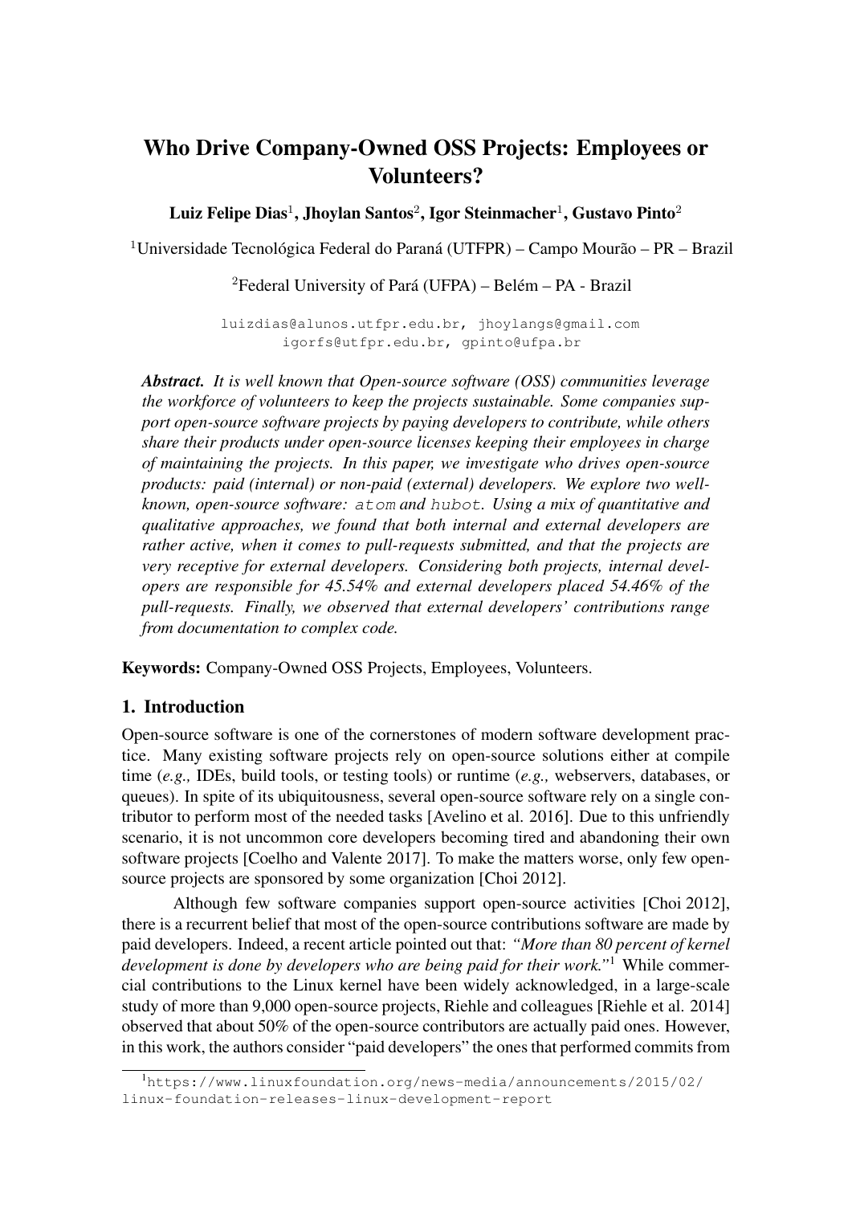# Who Drive Company-Owned OSS Projects: Employees or Volunteers?

**Luiz Felipe Dias[1], Jhoylan Santos[2], Igor Steinmacher[1], Gustavo Pinto[2]**

[1]Universidade Tecnológica Federal do Paraná (UTFPR) – Campo Mourão – PR – Brazil

[2]Federal University of Pará (UFPA) – Belém – PA - Brazil

luizdias@alunos.utfpr.edu.br, jhoylangs@gmail.com
igorfs@utfpr.edu.br, gpinto@ufpa.br

***Abstract.*** *It is well known that Open-source software (OSS) communities leverage the workforce of volunteers to keep the projects sustainable. Some companies support open-source software projects by paying developers to contribute, while others share their products under open-source licenses keeping their employees in charge of maintaining the projects. In this paper, we investigate who drives open-source products: paid (internal) or non-paid (external) developers. We explore two well-known, open-source software:* `atom` *and* `hubot`*. Using a mix of quantitative and qualitative approaches, we found that both internal and external developers are rather active, when it comes to pull-requests submitted, and that the projects are very receptive for external developers. Considering both projects, internal developers are responsible for 45.54% and external developers placed 54.46% of the pull-requests. Finally, we observed that external developers' contributions range from documentation to complex code.*

**Keywords:** Company-Owned OSS Projects, Employees, Volunteers.

## 1. Introduction

Open-source software is one of the cornerstones of modern software development practice. Many existing software projects rely on open-source solutions either at compile time (*e.g.,* IDEs, build tools, or testing tools) or runtime (*e.g.,* webservers, databases, or queues). In spite of its ubiquitousness, several open-source software rely on a single contributor to perform most of the needed tasks [Avelino et al. 2016]. Due to this unfriendly scenario, it is not uncommon core developers becoming tired and abandoning their own software projects [Coelho and Valente 2017]. To make the matters worse, only few open-source projects are sponsored by some organization [Choi 2012].

Although few software companies support open-source activities [Choi 2012], there is a recurrent belief that most of the open-source contributions software are made by paid developers. Indeed, a recent article pointed out that: *"More than 80 percent of kernel development is done by developers who are being paid for their work."*[1] While commercial contributions to the Linux kernel have been widely acknowledged, in a large-scale study of more than 9,000 open-source projects, Riehle and colleagues [Riehle et al. 2014] observed that about 50% of the open-source contributors are actually paid ones. However, in this work, the authors consider "paid developers" the ones that performed commits from

[1]https://www.linuxfoundation.org/news-media/announcements/2015/02/linux-foundation-releases-linux-development-report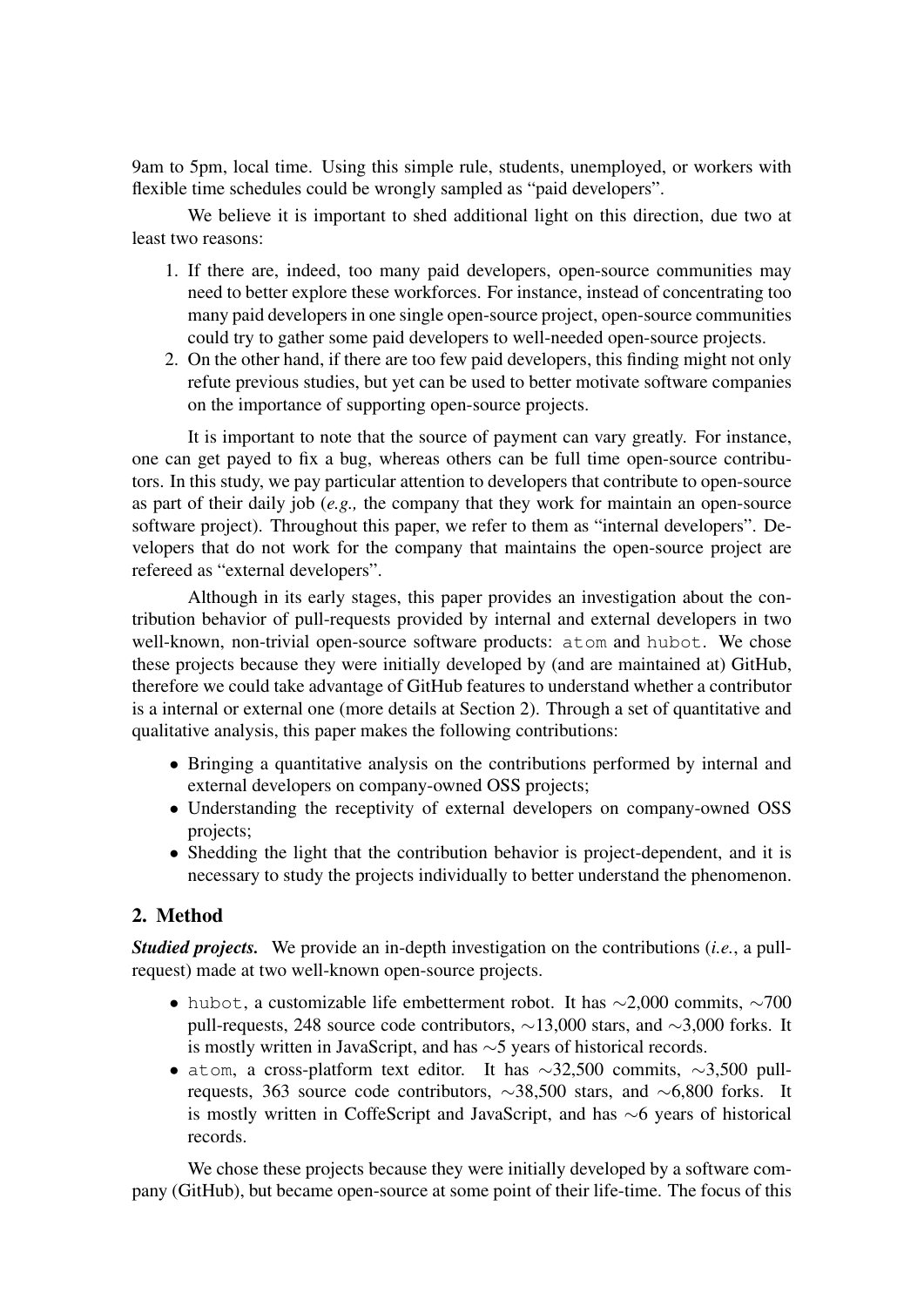9am to 5pm, local time. Using this simple rule, students, unemployed, or workers with flexible time schedules could be wrongly sampled as "paid developers".

We believe it is important to shed additional light on this direction, due two at least two reasons:

1. If there are, indeed, too many paid developers, open-source communities may need to better explore these workforces. For instance, instead of concentrating too many paid developers in one single open-source project, open-source communities could try to gather some paid developers to well-needed open-source projects.
2. On the other hand, if there are too few paid developers, this finding might not only refute previous studies, but yet can be used to better motivate software companies on the importance of supporting open-source projects.

It is important to note that the source of payment can vary greatly. For instance, one can get payed to fix a bug, whereas others can be full time open-source contributors. In this study, we pay particular attention to developers that contribute to open-source as part of their daily job (*e.g.,* the company that they work for maintain an open-source software project). Throughout this paper, we refer to them as "internal developers". Developers that do not work for the company that maintains the open-source project are refereed as "external developers".

Although in its early stages, this paper provides an investigation about the contribution behavior of pull-requests provided by internal and external developers in two well-known, non-trivial open-source software products: `atom` and `hubot`. We chose these projects because they were initially developed by (and are maintained at) GitHub, therefore we could take advantage of GitHub features to understand whether a contributor is a internal or external one (more details at Section 2). Through a set of quantitative and qualitative analysis, this paper makes the following contributions:

- Bringing a quantitative analysis on the contributions performed by internal and external developers on company-owned OSS projects;
- Understanding the receptivity of external developers on company-owned OSS projects;
- Shedding the light that the contribution behavior is project-dependent, and it is necessary to study the projects individually to better understand the phenomenon.

## 2. Method

***Studied projects.*** We provide an in-depth investigation on the contributions (*i.e.*, a pull-request) made at two well-known open-source projects.

- `hubot`, a customizable life embetterment robot. It has ∼2,000 commits, ∼700 pull-requests, 248 source code contributors, ∼13,000 stars, and ∼3,000 forks. It is mostly written in JavaScript, and has ∼5 years of historical records.
- `atom`, a cross-platform text editor. It has ∼32,500 commits, ∼3,500 pull-requests, 363 source code contributors, ∼38,500 stars, and ∼6,800 forks. It is mostly written in CoffeScript and JavaScript, and has ∼6 years of historical records.

We chose these projects because they were initially developed by a software company (GitHub), but became open-source at some point of their life-time. The focus of this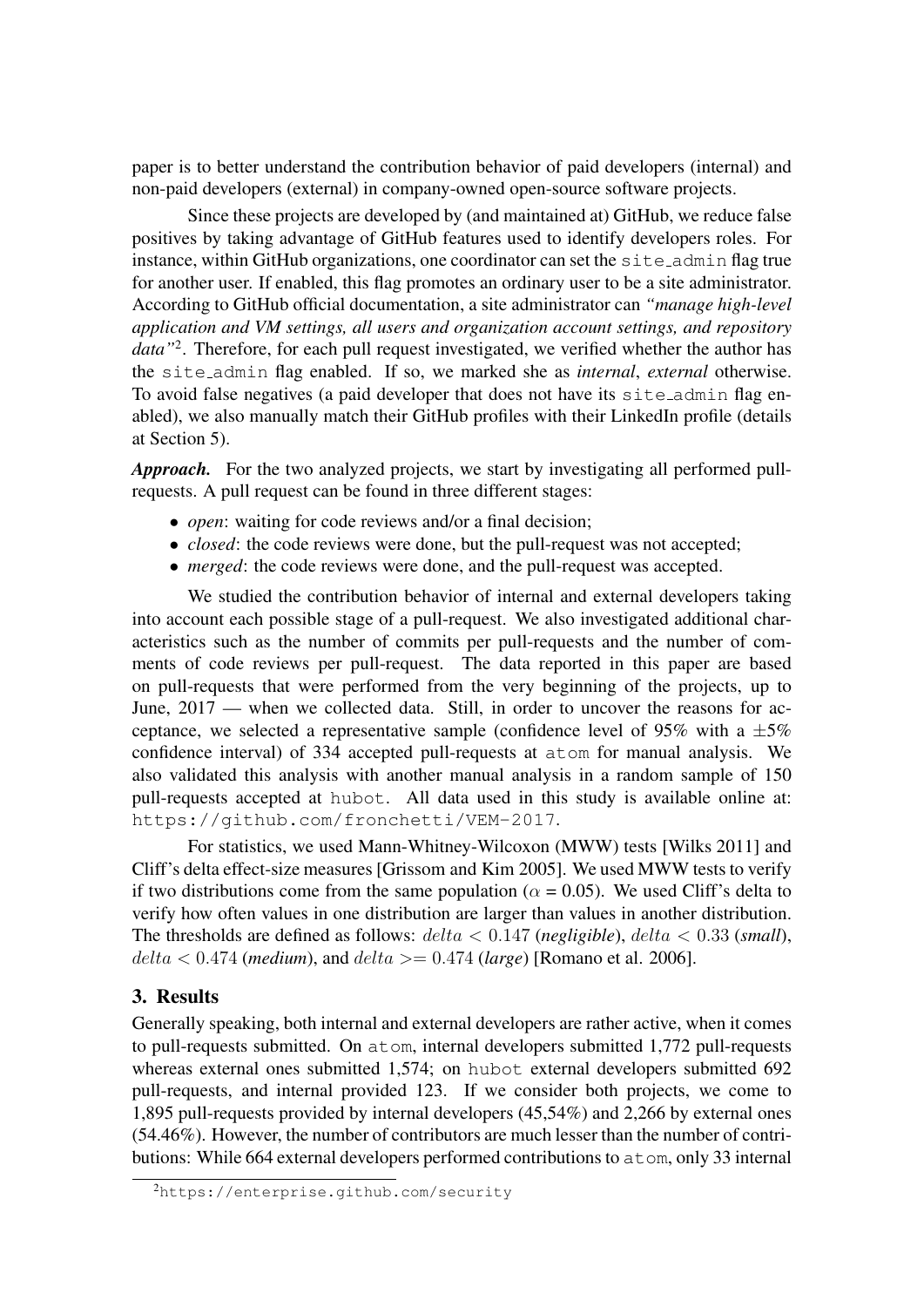paper is to better understand the contribution behavior of paid developers (internal) and non-paid developers (external) in company-owned open-source software projects.

Since these projects are developed by (and maintained at) GitHub, we reduce false positives by taking advantage of GitHub features used to identify developers roles. For instance, within GitHub organizations, one coordinator can set the `site_admin` flag true for another user. If enabled, this flag promotes an ordinary user to be a site administrator. According to GitHub official documentation, a site administrator can *"manage high-level application and VM settings, all users and organization account settings, and repository data"*[2]. Therefore, for each pull request investigated, we verified whether the author has the `site_admin` flag enabled. If so, we marked she as *internal*, *external* otherwise. To avoid false negatives (a paid developer that does not have its `site_admin` flag enabled), we also manually match their GitHub profiles with their LinkedIn profile (details at Section 5).

***Approach.*** For the two analyzed projects, we start by investigating all performed pull-requests. A pull request can be found in three different stages:

- *open*: waiting for code reviews and/or a final decision;
- *closed*: the code reviews were done, but the pull-request was not accepted;
- *merged*: the code reviews were done, and the pull-request was accepted.

We studied the contribution behavior of internal and external developers taking into account each possible stage of a pull-request. We also investigated additional characteristics such as the number of commits per pull-requests and the number of comments of code reviews per pull-request. The data reported in this paper are based on pull-requests that were performed from the very beginning of the projects, up to June, 2017 — when we collected data. Still, in order to uncover the reasons for acceptance, we selected a representative sample (confidence level of 95% with a $\pm 5\%$ confidence interval) of 334 accepted pull-requests at `atom` for manual analysis. We also validated this analysis with another manual analysis in a random sample of 150 pull-requests accepted at `hubot`. All data used in this study is available online at: `https://github.com/fronchetti/VEM-2017`.

For statistics, we used Mann-Whitney-Wilcoxon (MWW) tests [Wilks 2011] and Cliff's delta effect-size measures [Grissom and Kim 2005]. We used MWW tests to verify if two distributions come from the same population ($\alpha$ = 0.05). We used Cliff's delta to verify how often values in one distribution are larger than values in another distribution. The thresholds are defined as follows: $delta < 0.147$ (***negligible***), $delta < 0.33$ (***small***), $delta < 0.474$ (***medium***), and $delta >= 0.474$ (***large***) [Romano et al. 2006].

## 3. Results

Generally speaking, both internal and external developers are rather active, when it comes to pull-requests submitted. On `atom`, internal developers submitted 1,772 pull-requests whereas external ones submitted 1,574; on `hubot` external developers submitted 692 pull-requests, and internal provided 123. If we consider both projects, we come to 1,895 pull-requests provided by internal developers (45,54%) and 2,266 by external ones (54.46%). However, the number of contributors are much lesser than the number of contributions: While 664 external developers performed contributions to `atom`, only 33 internal

[2] `https://enterprise.github.com/security`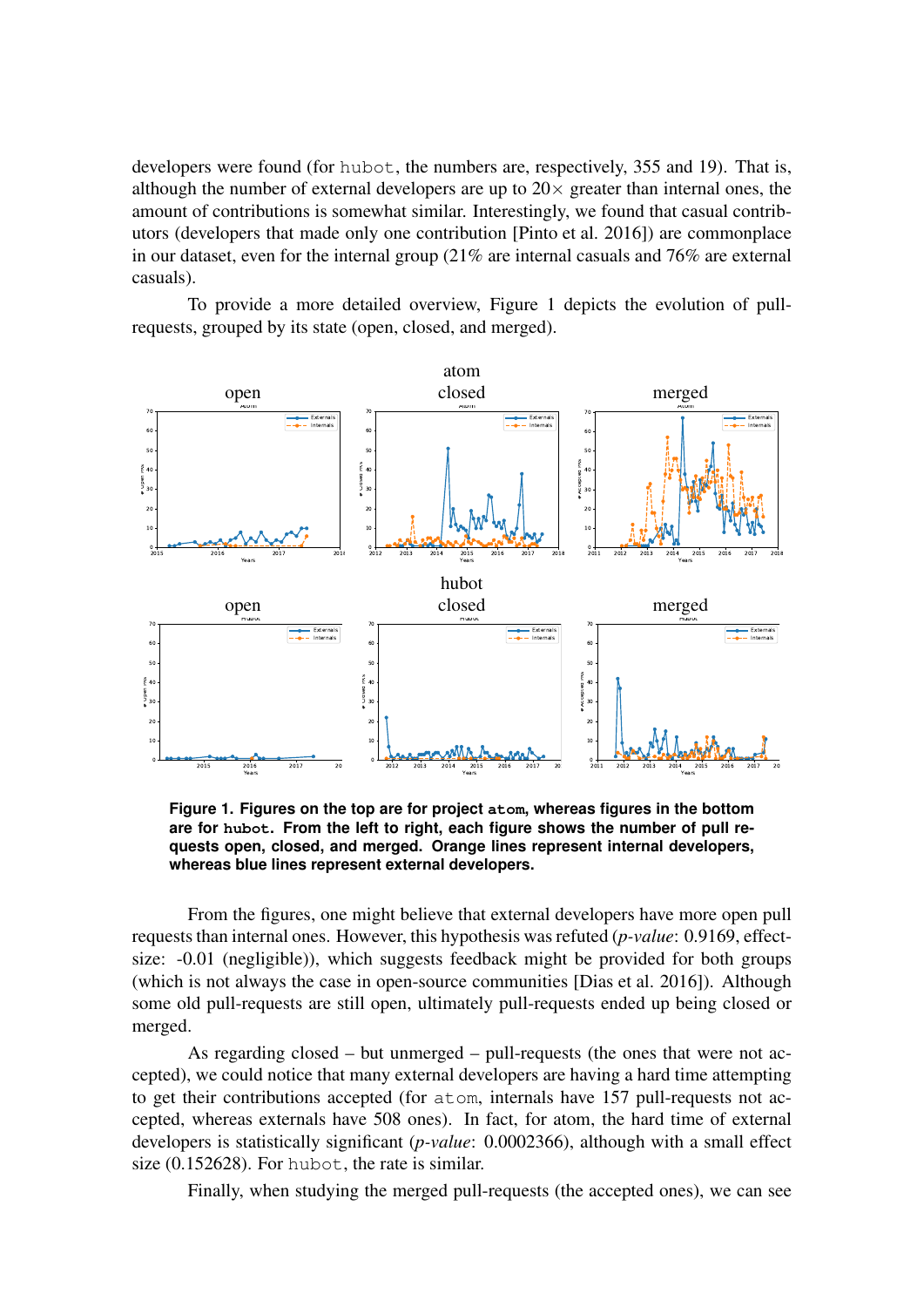developers were found (for hubot, the numbers are, respectively, 355 and 19). That is, although the number of external developers are up to 20× greater than internal ones, the amount of contributions is somewhat similar. Interestingly, we found that casual contributors (developers that made only one contribution [Pinto et al. 2016]) are commonplace in our dataset, even for the internal group (21% are internal casuals and 76% are external casuals).

To provide a more detailed overview, Figure 1 depicts the evolution of pull-requests, grouped by its state (open, closed, and merged).

**Figure 1. Figures on the top are for project atom, whereas figures in the bottom are for hubot. From the left to right, each figure shows the number of pull requests open, closed, and merged. Orange lines represent internal developers, whereas blue lines represent external developers.**

From the figures, one might believe that external developers have more open pull requests than internal ones. However, this hypothesis was refuted (*p-value*: 0.9169, effect-size: -0.01 (negligible)), which suggests feedback might be provided for both groups (which is not always the case in open-source communities [Dias et al. 2016]). Although some old pull-requests are still open, ultimately pull-requests ended up being closed or merged.

As regarding closed – but unmerged – pull-requests (the ones that were not accepted), we could notice that many external developers are having a hard time attempting to get their contributions accepted (for atom, internals have 157 pull-requests not accepted, whereas externals have 508 ones). In fact, for atom, the hard time of external developers is statistically significant (*p-value*: 0.0002366), although with a small effect size (0.152628). For hubot, the rate is similar.

Finally, when studying the merged pull-requests (the accepted ones), we can see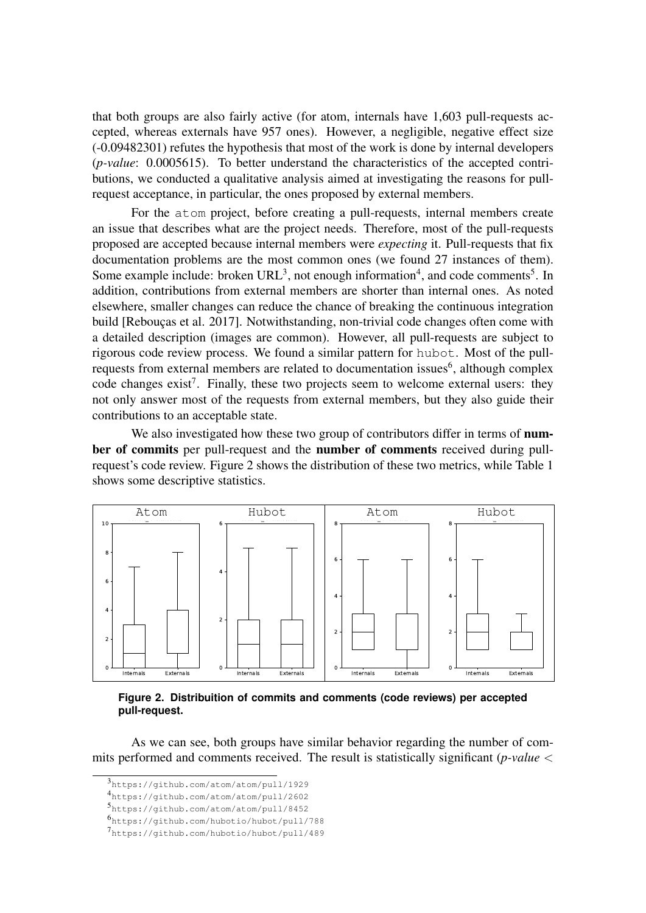that both groups are also fairly active (for atom, internals have 1,603 pull-requests accepted, whereas externals have 957 ones). However, a negligible, negative effect size (-0.09482301) refutes the hypothesis that most of the work is done by internal developers (*p-value*: 0.0005615). To better understand the characteristics of the accepted contributions, we conducted a qualitative analysis aimed at investigating the reasons for pull-request acceptance, in particular, the ones proposed by external members.

For the `atom` project, before creating a pull-requests, internal members create an issue that describes what are the project needs. Therefore, most of the pull-requests proposed are accepted because internal members were *expecting* it. Pull-requests that fix documentation problems are the most common ones (we found 27 instances of them). Some example include: broken URL[3], not enough information[4], and code comments[5]. In addition, contributions from external members are shorter than internal ones. As noted elsewhere, smaller changes can reduce the chance of breaking the continuous integration build [Rebouças et al. 2017]. Notwithstanding, non-trivial code changes often come with a detailed description (images are common). However, all pull-requests are subject to rigorous code review process. We found a similar pattern for `hubot`. Most of the pull-requests from external members are related to documentation issues[6], although complex code changes exist[7]. Finally, these two projects seem to welcome external users: they not only answer most of the requests from external members, but they also guide their contributions to an acceptable state.

We also investigated how these two group of contributors differ in terms of **number of commits** per pull-request and the **number of comments** received during pull-request's code review. Figure 2 shows the distribution of these two metrics, while Table 1 shows some descriptive statistics.

**Figure 2. Distribuition of commits and comments (code reviews) per accepted pull-request.**

As we can see, both groups have similar behavior regarding the number of commits performed and comments received. The result is statistically significant (*p-value* <

---

[3] https://github.com/atom/atom/pull/1929

[4] https://github.com/atom/atom/pull/2602

[5] https://github.com/atom/atom/pull/8452

[6] https://github.com/hubotio/hubot/pull/788

[7] https://github.com/hubotio/hubot/pull/489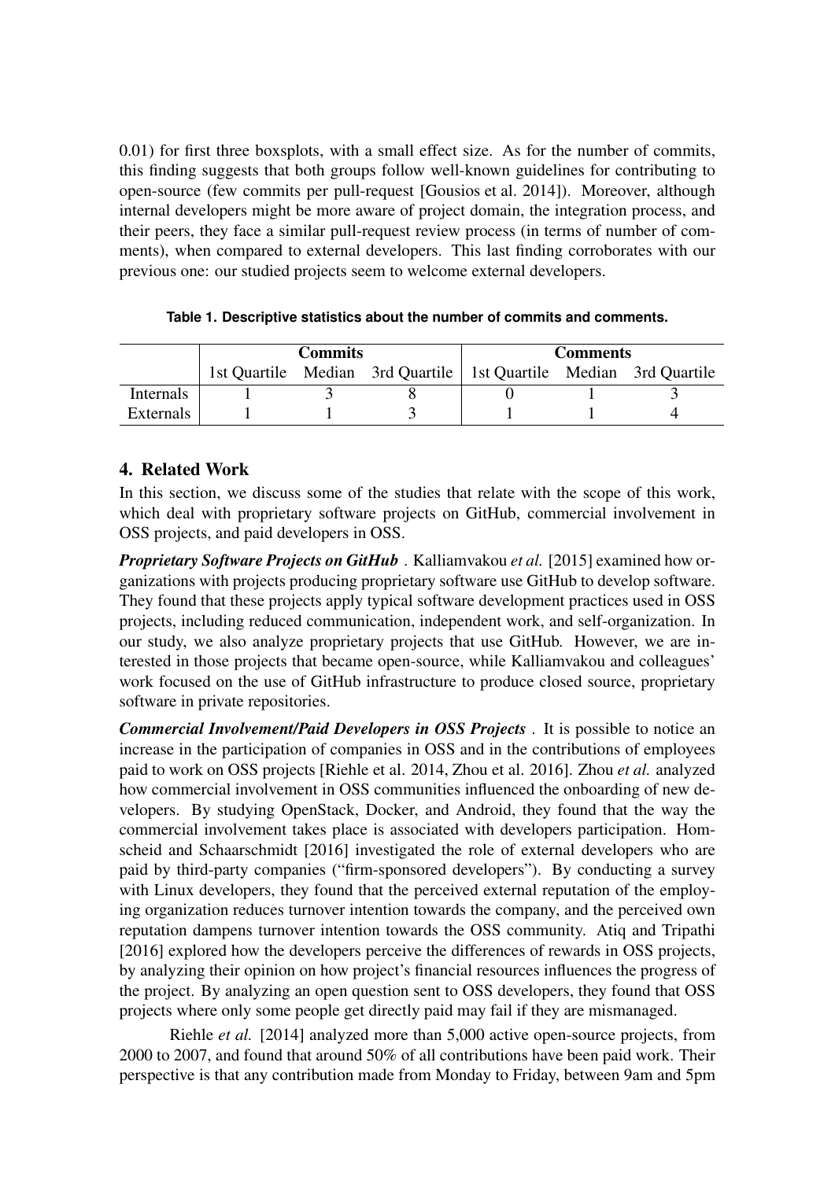0.01) for first three boxsplots, with a small effect size. As for the number of commits, this finding suggests that both groups follow well-known guidelines for contributing to open-source (few commits per pull-request [Gousios et al. 2014]). Moreover, although internal developers might be more aware of project domain, the integration process, and their peers, they face a similar pull-request review process (in terms of number of comments), when compared to external developers. This last finding corroborates with our previous one: our studied projects seem to welcome external developers.

**Table 1. Descriptive statistics about the number of commits and comments.**

| | Commits | | | Comments | | |
|---|---|---|---|---|---|---|
| | 1st Quartile | Median | 3rd Quartile | 1st Quartile | Median | 3rd Quartile |
| Internals | 1 | 3 | 8 | 0 | 1 | 3 |
| Externals | 1 | 1 | 3 | 1 | 1 | 4 |

## 4. Related Work

In this section, we discuss some of the studies that relate with the scope of this work, which deal with proprietary software projects on GitHub, commercial involvement in OSS projects, and paid developers in OSS.

***Proprietary Software Projects on GitHub*** . Kalliamvakou *et al.* [2015] examined how organizations with projects producing proprietary software use GitHub to develop software. They found that these projects apply typical software development practices used in OSS projects, including reduced communication, independent work, and self-organization. In our study, we also analyze proprietary projects that use GitHub. However, we are interested in those projects that became open-source, while Kalliamvakou and colleagues' work focused on the use of GitHub infrastructure to produce closed source, proprietary software in private repositories.

***Commercial Involvement/Paid Developers in OSS Projects*** . It is possible to notice an increase in the participation of companies in OSS and in the contributions of employees paid to work on OSS projects [Riehle et al. 2014, Zhou et al. 2016]. Zhou *et al.* analyzed how commercial involvement in OSS communities influenced the onboarding of new developers. By studying OpenStack, Docker, and Android, they found that the way the commercial involvement takes place is associated with developers participation. Homscheid and Schaarschmidt [2016] investigated the role of external developers who are paid by third-party companies ("firm-sponsored developers"). By conducting a survey with Linux developers, they found that the perceived external reputation of the employing organization reduces turnover intention towards the company, and the perceived own reputation dampens turnover intention towards the OSS community. Atiq and Tripathi [2016] explored how the developers perceive the differences of rewards in OSS projects, by analyzing their opinion on how project's financial resources influences the progress of the project. By analyzing an open question sent to OSS developers, they found that OSS projects where only some people get directly paid may fail if they are mismanaged.

Riehle *et al.* [2014] analyzed more than 5,000 active open-source projects, from 2000 to 2007, and found that around 50% of all contributions have been paid work. Their perspective is that any contribution made from Monday to Friday, between 9am and 5pm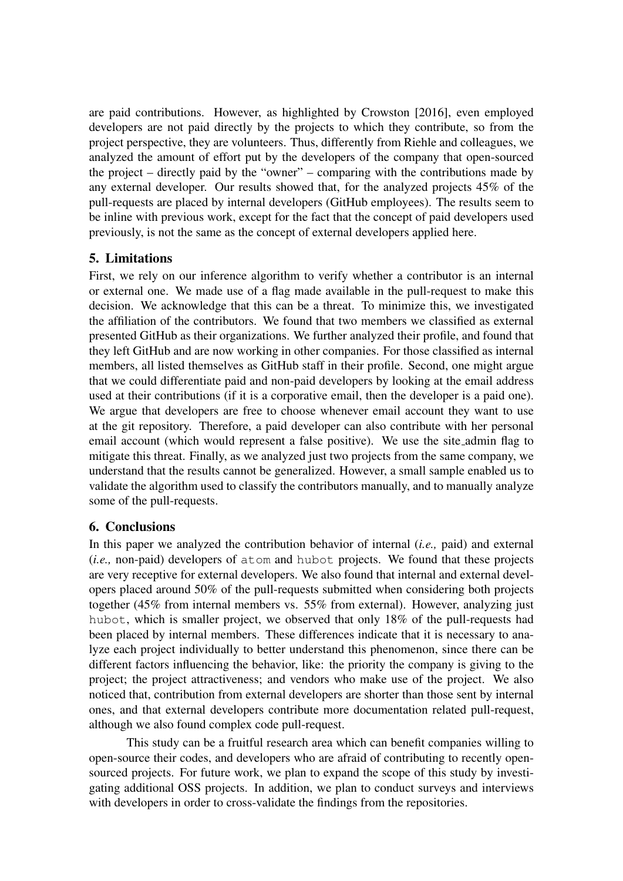are paid contributions. However, as highlighted by Crowston [2016], even employed developers are not paid directly by the projects to which they contribute, so from the project perspective, they are volunteers. Thus, differently from Riehle and colleagues, we analyzed the amount of effort put by the developers of the company that open-sourced the project – directly paid by the "owner" – comparing with the contributions made by any external developer. Our results showed that, for the analyzed projects 45% of the pull-requests are placed by internal developers (GitHub employees). The results seem to be inline with previous work, except for the fact that the concept of paid developers used previously, is not the same as the concept of external developers applied here.

## 5. Limitations

First, we rely on our inference algorithm to verify whether a contributor is an internal or external one. We made use of a flag made available in the pull-request to make this decision. We acknowledge that this can be a threat. To minimize this, we investigated the affiliation of the contributors. We found that two members we classified as external presented GitHub as their organizations. We further analyzed their profile, and found that they left GitHub and are now working in other companies. For those classified as internal members, all listed themselves as GitHub staff in their profile. Second, one might argue that we could differentiate paid and non-paid developers by looking at the email address used at their contributions (if it is a corporative email, then the developer is a paid one). We argue that developers are free to choose whenever email account they want to use at the git repository. Therefore, a paid developer can also contribute with her personal email account (which would represent a false positive). We use the site_admin flag to mitigate this threat. Finally, as we analyzed just two projects from the same company, we understand that the results cannot be generalized. However, a small sample enabled us to validate the algorithm used to classify the contributors manually, and to manually analyze some of the pull-requests.

## 6. Conclusions

In this paper we analyzed the contribution behavior of internal (*i.e.,* paid) and external (*i.e.,* non-paid) developers of `atom` and `hubot` projects. We found that these projects are very receptive for external developers. We also found that internal and external developers placed around 50% of the pull-requests submitted when considering both projects together (45% from internal members vs. 55% from external). However, analyzing just `hubot`, which is smaller project, we observed that only 18% of the pull-requests had been placed by internal members. These differences indicate that it is necessary to analyze each project individually to better understand this phenomenon, since there can be different factors influencing the behavior, like: the priority the company is giving to the project; the project attractiveness; and vendors who make use of the project. We also noticed that, contribution from external developers are shorter than those sent by internal ones, and that external developers contribute more documentation related pull-request, although we also found complex code pull-request.

This study can be a fruitful research area which can benefit companies willing to open-source their codes, and developers who are afraid of contributing to recently open-sourced projects. For future work, we plan to expand the scope of this study by investigating additional OSS projects. In addition, we plan to conduct surveys and interviews with developers in order to cross-validate the findings from the repositories.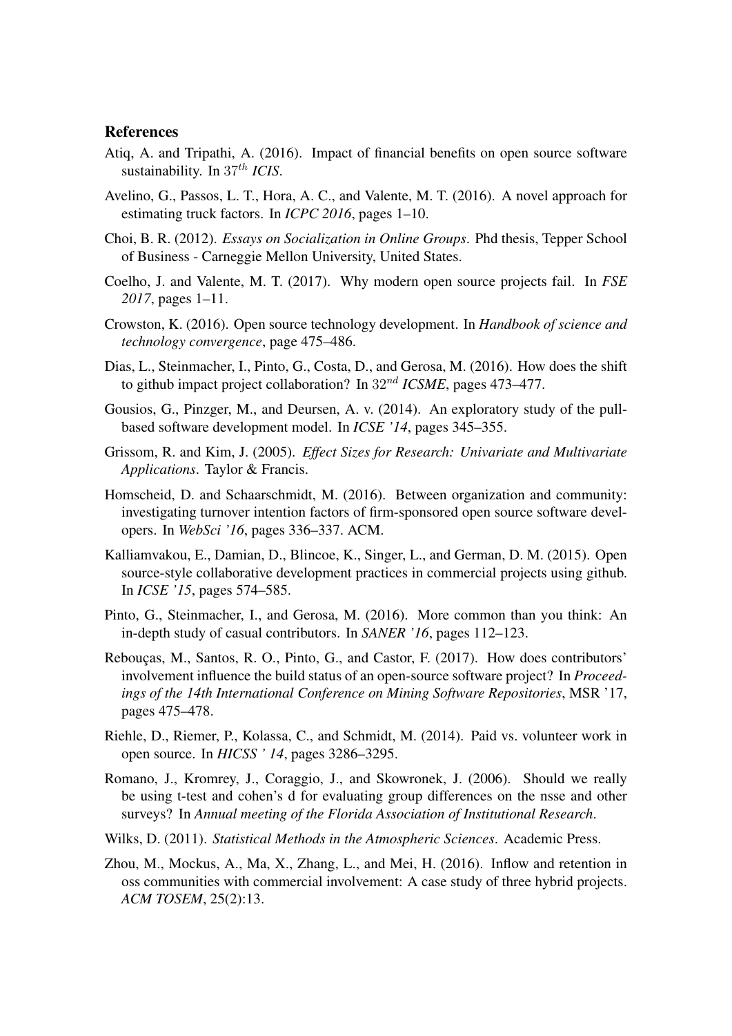## References

Atiq, A. and Tripathi, A. (2016). Impact of financial benefits on open source software sustainability. In $37^{th}$ *ICIS*.

Avelino, G., Passos, L. T., Hora, A. C., and Valente, M. T. (2016). A novel approach for estimating truck factors. In *ICPC 2016*, pages 1–10.

Choi, B. R. (2012). *Essays on Socialization in Online Groups*. Phd thesis, Tepper School of Business - Carneggie Mellon University, United States.

Coelho, J. and Valente, M. T. (2017). Why modern open source projects fail. In *FSE 2017*, pages 1–11.

Crowston, K. (2016). Open source technology development. In *Handbook of science and technology convergence*, page 475–486.

Dias, L., Steinmacher, I., Pinto, G., Costa, D., and Gerosa, M. (2016). How does the shift to github impact project collaboration? In $32^{nd}$ *ICSME*, pages 473–477.

Gousios, G., Pinzger, M., and Deursen, A. v. (2014). An exploratory study of the pull-based software development model. In *ICSE '14*, pages 345–355.

Grissom, R. and Kim, J. (2005). *Effect Sizes for Research: Univariate and Multivariate Applications*. Taylor & Francis.

Homscheid, D. and Schaarschmidt, M. (2016). Between organization and community: investigating turnover intention factors of firm-sponsored open source software developers. In *WebSci '16*, pages 336–337. ACM.

Kalliamvakou, E., Damian, D., Blincoe, K., Singer, L., and German, D. M. (2015). Open source-style collaborative development practices in commercial projects using github. In *ICSE '15*, pages 574–585.

Pinto, G., Steinmacher, I., and Gerosa, M. (2016). More common than you think: An in-depth study of casual contributors. In *SANER '16*, pages 112–123.

Rebouças, M., Santos, R. O., Pinto, G., and Castor, F. (2017). How does contributors' involvement influence the build status of an open-source software project? In *Proceedings of the 14th International Conference on Mining Software Repositories*, MSR '17, pages 475–478.

Riehle, D., Riemer, P., Kolassa, C., and Schmidt, M. (2014). Paid vs. volunteer work in open source. In *HICSS ' 14*, pages 3286–3295.

Romano, J., Kromrey, J., Coraggio, J., and Skowronek, J. (2006). Should we really be using t-test and cohen's d for evaluating group differences on the nsse and other surveys? In *Annual meeting of the Florida Association of Institutional Research*.

Wilks, D. (2011). *Statistical Methods in the Atmospheric Sciences*. Academic Press.

Zhou, M., Mockus, A., Ma, X., Zhang, L., and Mei, H. (2016). Inflow and retention in oss communities with commercial involvement: A case study of three hybrid projects. *ACM TOSEM*, 25(2):13.